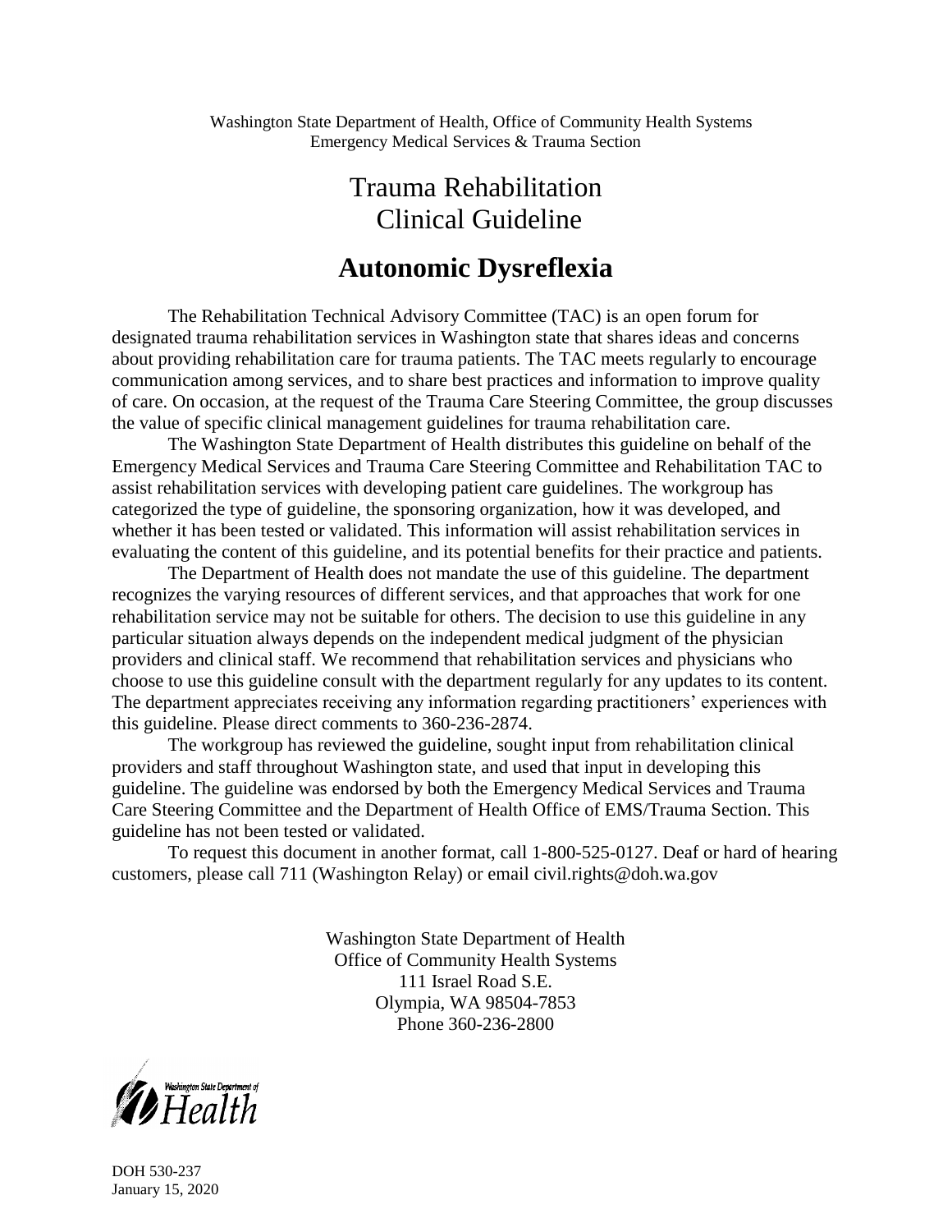Washington State Department of Health, Office of Community Health Systems
Emergency Medical Services & Trauma Section

# Trauma Rehabilitation Clinical Guideline

# Autonomic Dysreflexia

The Rehabilitation Technical Advisory Committee (TAC) is an open forum for designated trauma rehabilitation services in Washington state that shares ideas and concerns about providing rehabilitation care for trauma patients. The TAC meets regularly to encourage communication among services, and to share best practices and information to improve quality of care. On occasion, at the request of the Trauma Care Steering Committee, the group discusses the value of specific clinical management guidelines for trauma rehabilitation care.

The Washington State Department of Health distributes this guideline on behalf of the Emergency Medical Services and Trauma Care Steering Committee and Rehabilitation TAC to assist rehabilitation services with developing patient care guidelines. The workgroup has categorized the type of guideline, the sponsoring organization, how it was developed, and whether it has been tested or validated. This information will assist rehabilitation services in evaluating the content of this guideline, and its potential benefits for their practice and patients.

The Department of Health does not mandate the use of this guideline. The department recognizes the varying resources of different services, and that approaches that work for one rehabilitation service may not be suitable for others. The decision to use this guideline in any particular situation always depends on the independent medical judgment of the physician providers and clinical staff. We recommend that rehabilitation services and physicians who choose to use this guideline consult with the department regularly for any updates to its content. The department appreciates receiving any information regarding practitioners' experiences with this guideline. Please direct comments to 360-236-2874.

The workgroup has reviewed the guideline, sought input from rehabilitation clinical providers and staff throughout Washington state, and used that input in developing this guideline. The guideline was endorsed by both the Emergency Medical Services and Trauma Care Steering Committee and the Department of Health Office of EMS/Trauma Section. This guideline has not been tested or validated.

To request this document in another format, call 1-800-525-0127. Deaf or hard of hearing customers, please call 711 (Washington Relay) or email civil.rights@doh.wa.gov

Washington State Department of Health
Office of Community Health Systems
111 Israel Road S.E.
Olympia, WA 98504-7853
Phone 360-236-2800

Washington State Department of Health

DOH 530-237
January 15, 2020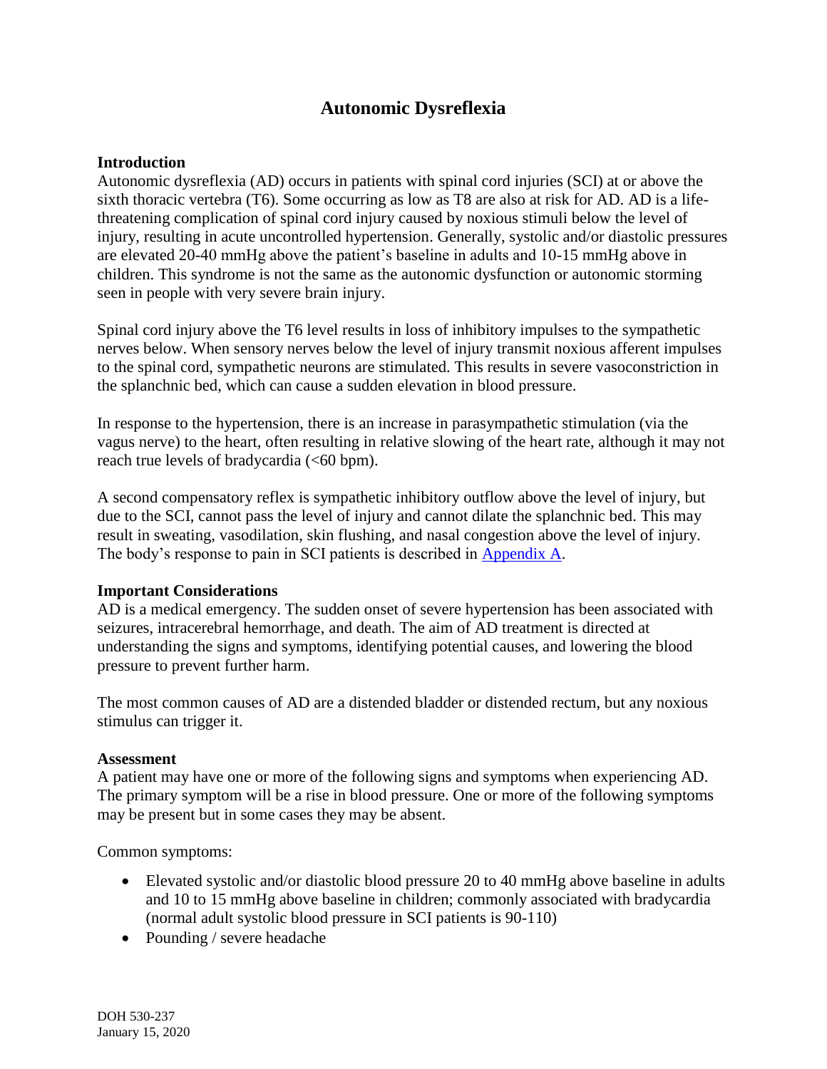# Autonomic Dysreflexia

### Introduction

Autonomic dysreflexia (AD) occurs in patients with spinal cord injuries (SCI) at or above the sixth thoracic vertebra (T6). Some occurring as low as T8 are also at risk for AD. AD is a life-threatening complication of spinal cord injury caused by noxious stimuli below the level of injury, resulting in acute uncontrolled hypertension. Generally, systolic and/or diastolic pressures are elevated 20-40 mmHg above the patient's baseline in adults and 10-15 mmHg above in children. This syndrome is not the same as the autonomic dysfunction or autonomic storming seen in people with very severe brain injury.

Spinal cord injury above the T6 level results in loss of inhibitory impulses to the sympathetic nerves below. When sensory nerves below the level of injury transmit noxious afferent impulses to the spinal cord, sympathetic neurons are stimulated. This results in severe vasoconstriction in the splanchnic bed, which can cause a sudden elevation in blood pressure.

In response to the hypertension, there is an increase in parasympathetic stimulation (via the vagus nerve) to the heart, often resulting in relative slowing of the heart rate, although it may not reach true levels of bradycardia (<60 bpm).

A second compensatory reflex is sympathetic inhibitory outflow above the level of injury, but due to the SCI, cannot pass the level of injury and cannot dilate the splanchnic bed. This may result in sweating, vasodilation, skin flushing, and nasal congestion above the level of injury. The body's response to pain in SCI patients is described in Appendix A.

### Important Considerations

AD is a medical emergency. The sudden onset of severe hypertension has been associated with seizures, intracerebral hemorrhage, and death. The aim of AD treatment is directed at understanding the signs and symptoms, identifying potential causes, and lowering the blood pressure to prevent further harm.

The most common causes of AD are a distended bladder or distended rectum, but any noxious stimulus can trigger it.

### Assessment

A patient may have one or more of the following signs and symptoms when experiencing AD. The primary symptom will be a rise in blood pressure. One or more of the following symptoms may be present but in some cases they may be absent.

Common symptoms:

- Elevated systolic and/or diastolic blood pressure 20 to 40 mmHg above baseline in adults and 10 to 15 mmHg above baseline in children; commonly associated with bradycardia (normal adult systolic blood pressure in SCI patients is 90-110)
- Pounding / severe headache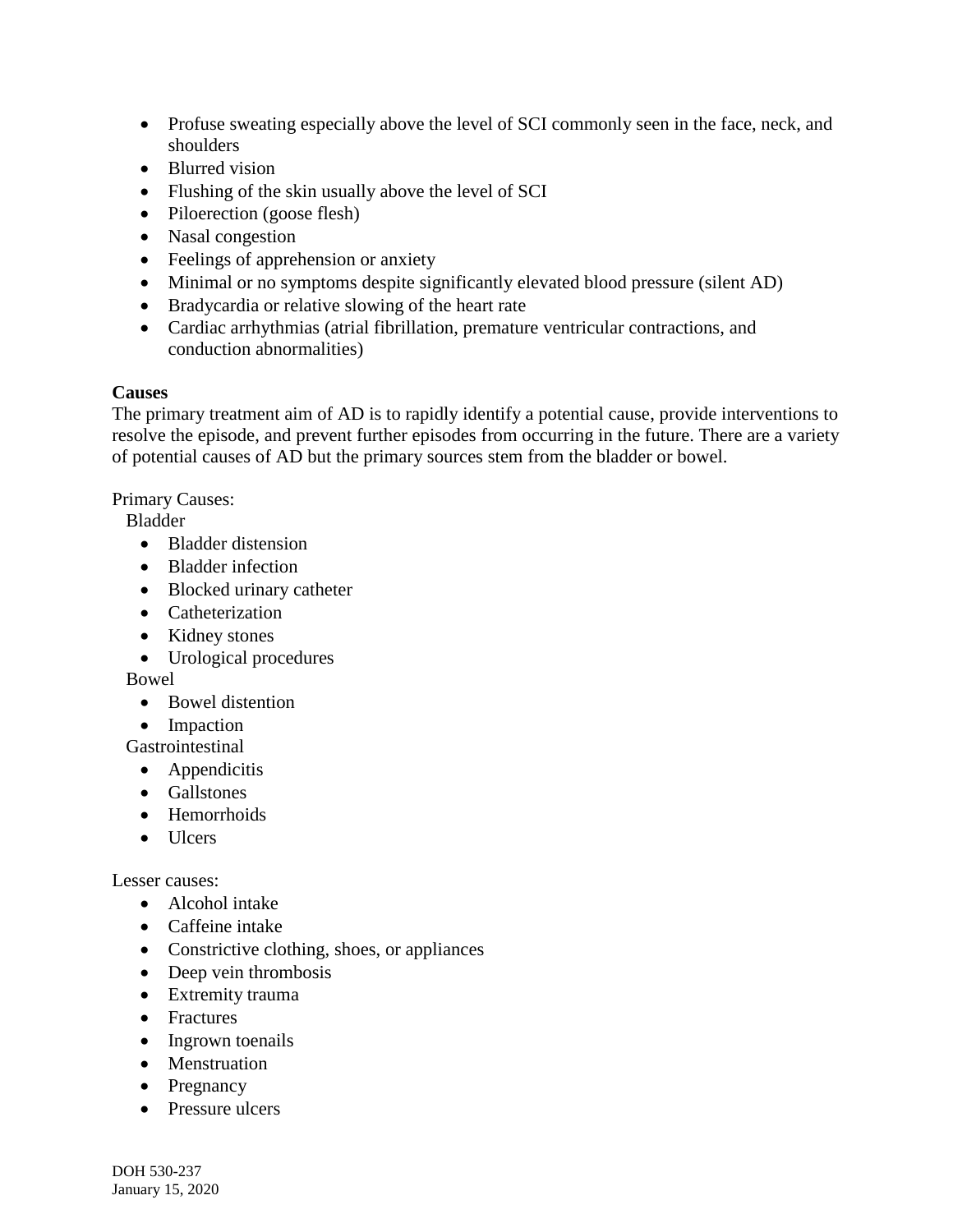- Profuse sweating especially above the level of SCI commonly seen in the face, neck, and shoulders
- Blurred vision
- Flushing of the skin usually above the level of SCI
- Piloerection (goose flesh)
- Nasal congestion
- Feelings of apprehension or anxiety
- Minimal or no symptoms despite significantly elevated blood pressure (silent AD)
- Bradycardia or relative slowing of the heart rate
- Cardiac arrhythmias (atrial fibrillation, premature ventricular contractions, and conduction abnormalities)

**Causes**

The primary treatment aim of AD is to rapidly identify a potential cause, provide interventions to resolve the episode, and prevent further episodes from occurring in the future. There are a variety of potential causes of AD but the primary sources stem from the bladder or bowel.

Primary Causes:

Bladder

- Bladder distension
- Bladder infection
- Blocked urinary catheter
- Catheterization
- Kidney stones
- Urological procedures

Bowel

- Bowel distention
- Impaction

Gastrointestinal

- Appendicitis
- Gallstones
- Hemorrhoids
- Ulcers

Lesser causes:

- Alcohol intake
- Caffeine intake
- Constrictive clothing, shoes, or appliances
- Deep vein thrombosis
- Extremity trauma
- Fractures
- Ingrown toenails
- Menstruation
- Pregnancy
- Pressure ulcers

DOH 530-237
January 15, 2020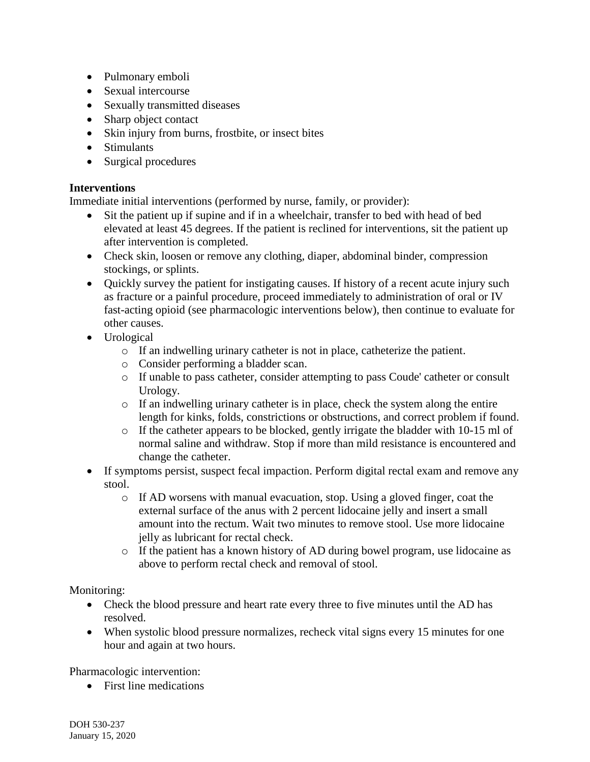- Pulmonary emboli
- Sexual intercourse
- Sexually transmitted diseases
- Sharp object contact
- Skin injury from burns, frostbite, or insect bites
- Stimulants
- Surgical procedures

**Interventions**

Immediate initial interventions (performed by nurse, family, or provider):

- Sit the patient up if supine and if in a wheelchair, transfer to bed with head of bed elevated at least 45 degrees. If the patient is reclined for interventions, sit the patient up after intervention is completed.
- Check skin, loosen or remove any clothing, diaper, abdominal binder, compression stockings, or splints.
- Quickly survey the patient for instigating causes. If history of a recent acute injury such as fracture or a painful procedure, proceed immediately to administration of oral or IV fast-acting opioid (see pharmacologic interventions below), then continue to evaluate for other causes.
- Urological
  - If an indwelling urinary catheter is not in place, catheterize the patient.
  - Consider performing a bladder scan.
  - If unable to pass catheter, consider attempting to pass Coude' catheter or consult Urology.
  - If an indwelling urinary catheter is in place, check the system along the entire length for kinks, folds, constrictions or obstructions, and correct problem if found.
  - If the catheter appears to be blocked, gently irrigate the bladder with 10-15 ml of normal saline and withdraw. Stop if more than mild resistance is encountered and change the catheter.
- If symptoms persist, suspect fecal impaction. Perform digital rectal exam and remove any stool.
  - If AD worsens with manual evacuation, stop. Using a gloved finger, coat the external surface of the anus with 2 percent lidocaine jelly and insert a small amount into the rectum. Wait two minutes to remove stool. Use more lidocaine jelly as lubricant for rectal check.
  - If the patient has a known history of AD during bowel program, use lidocaine as above to perform rectal check and removal of stool.

Monitoring:

- Check the blood pressure and heart rate every three to five minutes until the AD has resolved.
- When systolic blood pressure normalizes, recheck vital signs every 15 minutes for one hour and again at two hours.

Pharmacologic intervention:

- First line medications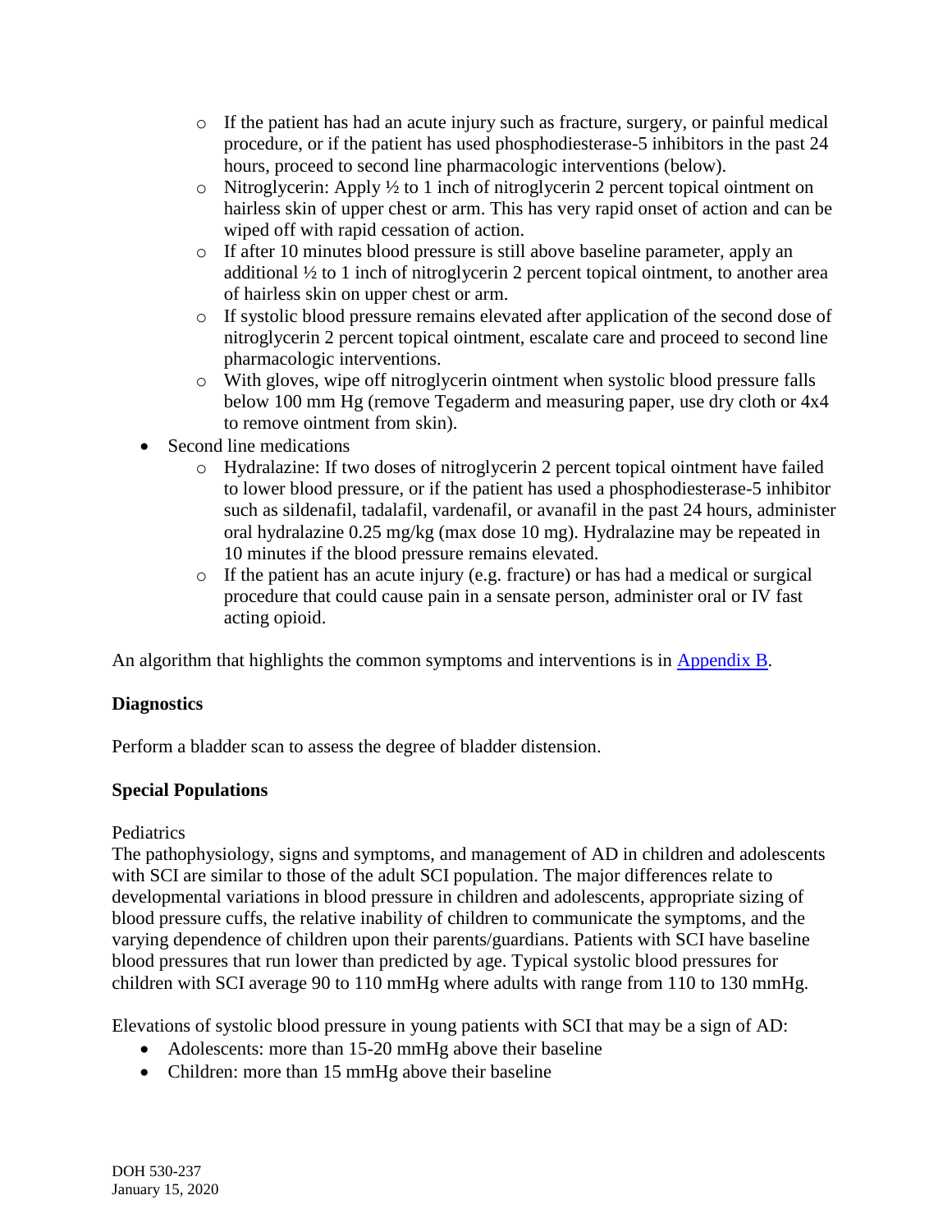- If the patient has had an acute injury such as fracture, surgery, or painful medical procedure, or if the patient has used phosphodiesterase-5 inhibitors in the past 24 hours, proceed to second line pharmacologic interventions (below).
  - Nitroglycerin: Apply ½ to 1 inch of nitroglycerin 2 percent topical ointment on hairless skin of upper chest or arm. This has very rapid onset of action and can be wiped off with rapid cessation of action.
  - If after 10 minutes blood pressure is still above baseline parameter, apply an additional ½ to 1 inch of nitroglycerin 2 percent topical ointment, to another area of hairless skin on upper chest or arm.
  - If systolic blood pressure remains elevated after application of the second dose of nitroglycerin 2 percent topical ointment, escalate care and proceed to second line pharmacologic interventions.
  - With gloves, wipe off nitroglycerin ointment when systolic blood pressure falls below 100 mm Hg (remove Tegaderm and measuring paper, use dry cloth or 4x4 to remove ointment from skin).
- Second line medications
  - Hydralazine: If two doses of nitroglycerin 2 percent topical ointment have failed to lower blood pressure, or if the patient has used a phosphodiesterase-5 inhibitor such as sildenafil, tadalafil, vardenafil, or avanafil in the past 24 hours, administer oral hydralazine 0.25 mg/kg (max dose 10 mg). Hydralazine may be repeated in 10 minutes if the blood pressure remains elevated.
  - If the patient has an acute injury (e.g. fracture) or has had a medical or surgical procedure that could cause pain in a sensate person, administer oral or IV fast acting opioid.

An algorithm that highlights the common symptoms and interventions is in [Appendix B](#).

**Diagnostics**

Perform a bladder scan to assess the degree of bladder distension.

**Special Populations**

Pediatrics

The pathophysiology, signs and symptoms, and management of AD in children and adolescents with SCI are similar to those of the adult SCI population. The major differences relate to developmental variations in blood pressure in children and adolescents, appropriate sizing of blood pressure cuffs, the relative inability of children to communicate the symptoms, and the varying dependence of children upon their parents/guardians. Patients with SCI have baseline blood pressures that run lower than predicted by age. Typical systolic blood pressures for children with SCI average 90 to 110 mmHg where adults with range from 110 to 130 mmHg.

Elevations of systolic blood pressure in young patients with SCI that may be a sign of AD:

- Adolescents: more than 15-20 mmHg above their baseline
- Children: more than 15 mmHg above their baseline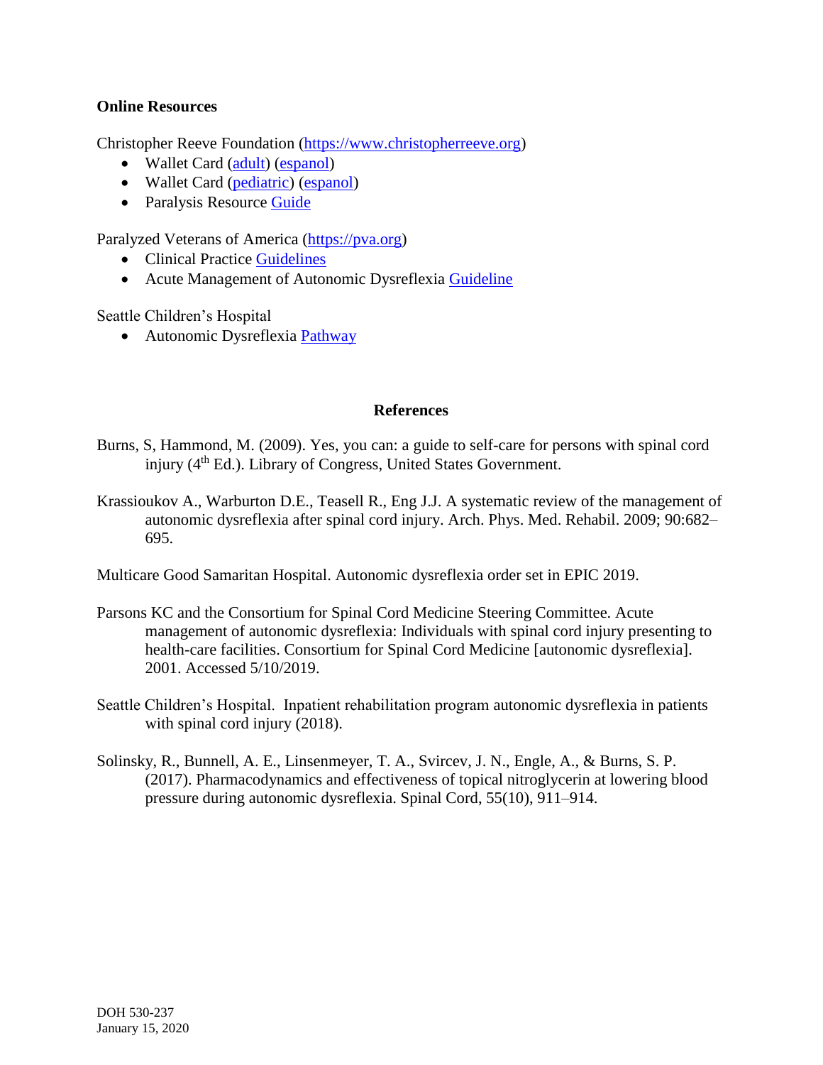## Online Resources

Christopher Reeve Foundation (https://www.christopherreeve.org)

- Wallet Card (adult) (espanol)
- Wallet Card (pediatric) (espanol)
- Paralysis Resource Guide

Paralyzed Veterans of America (https://pva.org)

- Clinical Practice Guidelines
- Acute Management of Autonomic Dysreflexia Guideline

Seattle Children's Hospital

- Autonomic Dysreflexia Pathway

## References

Burns, S, Hammond, M. (2009). Yes, you can: a guide to self-care for persons with spinal cord injury (4th Ed.). Library of Congress, United States Government.

Krassioukov A., Warburton D.E., Teasell R., Eng J.J. A systematic review of the management of autonomic dysreflexia after spinal cord injury. Arch. Phys. Med. Rehabil. 2009; 90:682–695.

Multicare Good Samaritan Hospital. Autonomic dysreflexia order set in EPIC 2019.

Parsons KC and the Consortium for Spinal Cord Medicine Steering Committee. Acute management of autonomic dysreflexia: Individuals with spinal cord injury presenting to health-care facilities. Consortium for Spinal Cord Medicine [autonomic dysreflexia]. 2001. Accessed 5/10/2019.

Seattle Children's Hospital. Inpatient rehabilitation program autonomic dysreflexia in patients with spinal cord injury (2018).

Solinsky, R., Bunnell, A. E., Linsenmeyer, T. A., Svircev, J. N., Engle, A., & Burns, S. P. (2017). Pharmacodynamics and effectiveness of topical nitroglycerin at lowering blood pressure during autonomic dysreflexia. Spinal Cord, 55(10), 911–914.

DOH 530-237
January 15, 2020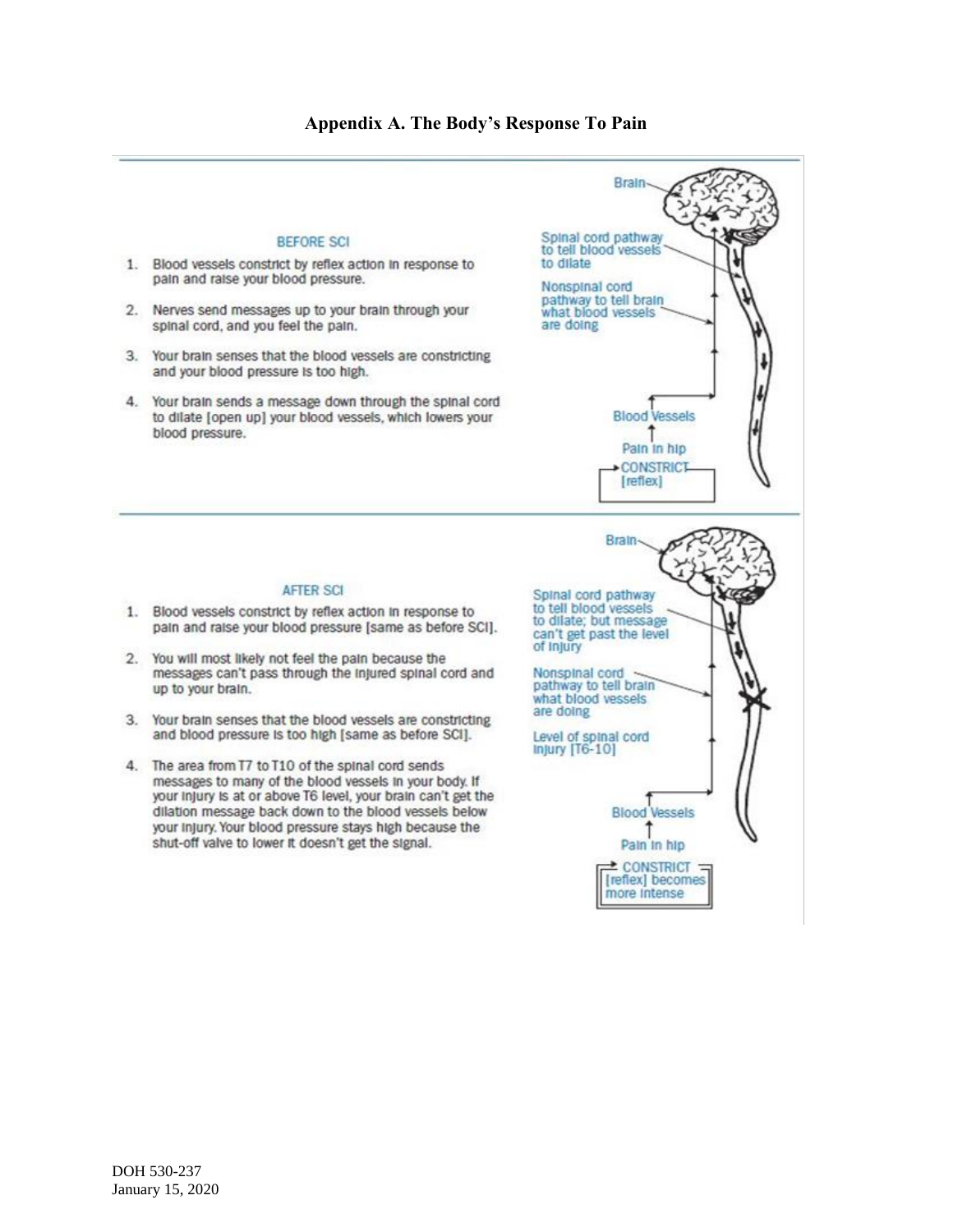# Appendix A. The Body's Response To Pain

## BEFORE SCI

1. Blood vessels constrict by reflex action in response to pain and raise your blood pressure.
2. Nerves send messages up to your brain through your spinal cord, and you feel the pain.
3. Your brain senses that the blood vessels are constricting and your blood pressure is too high.
4. Your brain sends a message down through the spinal cord to dilate [open up] your blood vessels, which lowers your blood pressure.

Brain

Spinal cord pathway to tell blood vessels to dilate

Nonspinal cord pathway to tell brain what blood vessels are doing

Blood Vessels

Pain in hip

CONSTRICT [reflex]

## AFTER SCI

1. Blood vessels constrict by reflex action in response to pain and raise your blood pressure [same as before SCI].
2. You will most likely not feel the pain because the messages can't pass through the injured spinal cord and up to your brain.
3. Your brain senses that the blood vessels are constricting and blood pressure is too high [same as before SCI].
4. The area from T7 to T10 of the spinal cord sends messages to many of the blood vessels in your body. If your injury is at or above T6 level, your brain can't get the dilation message back down to the blood vessels below your injury. Your blood pressure stays high because the shut-off valve to lower it doesn't get the signal.

Brain

Spinal cord pathway to tell blood vessels to dilate; but message can't get past the level of injury

Nonspinal cord pathway to tell brain what blood vessels are doing

Level of spinal cord injury [T6-10]

Blood Vessels

Pain in hip

CONSTRICT [reflex] becomes more intense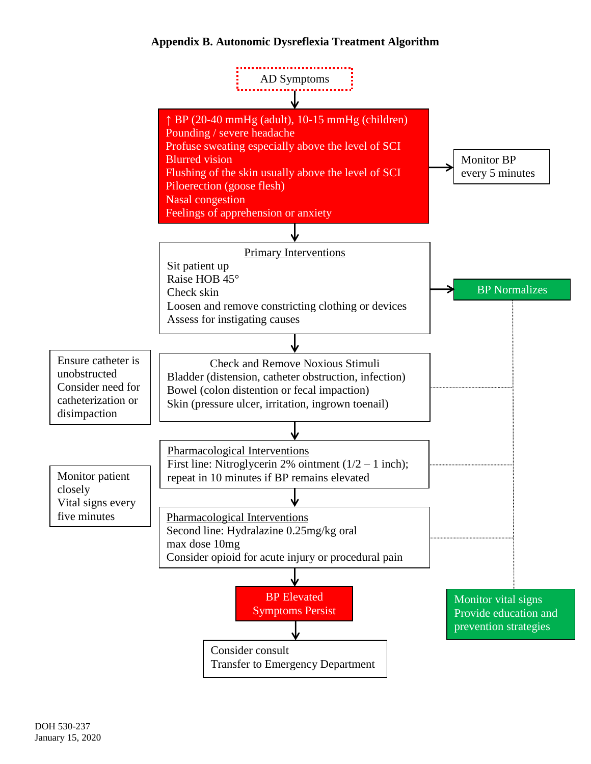**Appendix B. Autonomic Dysreflexia Treatment Algorithm**

AD Symptoms

↑ BP (20-40 mmHg (adult), 10-15 mmHg (children)
Pounding / severe headache
Profuse sweating especially above the level of SCI
Blurred vision
Flushing of the skin usually above the level of SCI
Piloerection (goose flesh)
Nasal congestion
Feelings of apprehension or anxiety

Monitor BP every 5 minutes

Primary Interventions
Sit patient up
Raise HOB 45°
Check skin
Loosen and remove constricting clothing or devices
Assess for instigating causes

BP Normalizes

Check and Remove Noxious Stimuli
Bladder (distension, catheter obstruction, infection)
Bowel (colon distention or fecal impaction)
Skin (pressure ulcer, irritation, ingrown toenail)

Ensure catheter is unobstructed
Consider need for catheterization or disimpaction

Pharmacological Interventions
First line: Nitroglycerin 2% ointment (1/2 – 1 inch); repeat in 10 minutes if BP remains elevated

Monitor patient closely
Vital signs every five minutes

Pharmacological Interventions
Second line: Hydralazine 0.25mg/kg oral max dose 10mg
Consider opioid for acute injury or procedural pain

BP Elevated
Symptoms Persist

Consider consult
Transfer to Emergency Department

Monitor vital signs
Provide education and prevention strategies

DOH 530-237
January 15, 2020